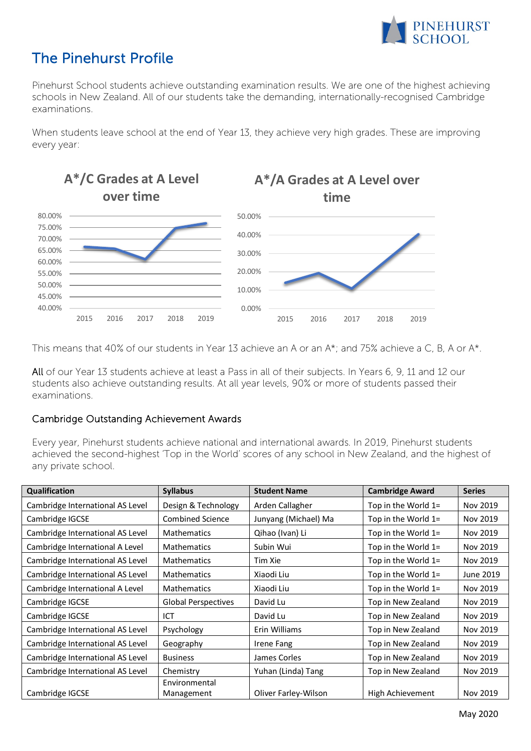# The Pinehurst Profile

Pinehurst School students achieve outstanding examination results. We are one of the highest achieving schools in New Zealand. All of our students take the demanding, internationally-recognised Cambridge examinations.

When students leave school at the end of Year 13, they achieve very high grades. These are improving every year:

**A*/C Grades at A Level over time**

**A*/A Grades at A Level over time**

This means that 40% of our students in Year 13 achieve an A or an A*; and 75% achieve a C, B, A or A*.

All of our Year 13 students achieve at least a Pass in all of their subjects. In Years 6, 9, 11 and 12 our students also achieve outstanding results. At all year levels, 90% or more of students passed their examinations.

## Cambridge Outstanding Achievement Awards

Every year, Pinehurst students achieve national and international awards. In 2019, Pinehurst students achieved the second-highest 'Top in the World' scores of any school in New Zealand, and the highest of any private school.

| Qualification | Syllabus | Student Name | Cambridge Award | Series |
|---|---|---|---|---|
| Cambridge International AS Level | Design & Technology | Arden Callagher | Top in the World 1= | Nov 2019 |
| Cambridge IGCSE | Combined Science | Junyang (Michael) Ma | Top in the World 1= | Nov 2019 |
| Cambridge International AS Level | Mathematics | Qihao (Ivan) Li | Top in the World 1= | Nov 2019 |
| Cambridge International A Level | Mathematics | Subin Wui | Top in the World 1= | Nov 2019 |
| Cambridge International AS Level | Mathematics | Tim Xie | Top in the World 1= | Nov 2019 |
| Cambridge International AS Level | Mathematics | Xiaodi Liu | Top in the World 1= | June 2019 |
| Cambridge International A Level | Mathematics | Xiaodi Liu | Top in the World 1= | Nov 2019 |
| Cambridge IGCSE | Global Perspectives | David Lu | Top in New Zealand | Nov 2019 |
| Cambridge IGCSE | ICT | David Lu | Top in New Zealand | Nov 2019 |
| Cambridge International AS Level | Psychology | Erin Williams | Top in New Zealand | Nov 2019 |
| Cambridge International AS Level | Geography | Irene Fang | Top in New Zealand | Nov 2019 |
| Cambridge International AS Level | Business | James Corles | Top in New Zealand | Nov 2019 |
| Cambridge International AS Level | Chemistry | Yuhan (Linda) Tang | Top in New Zealand | Nov 2019 |
| Cambridge IGCSE | Environmental Management | Oliver Farley-Wilson | High Achievement | Nov 2019 |

May 2020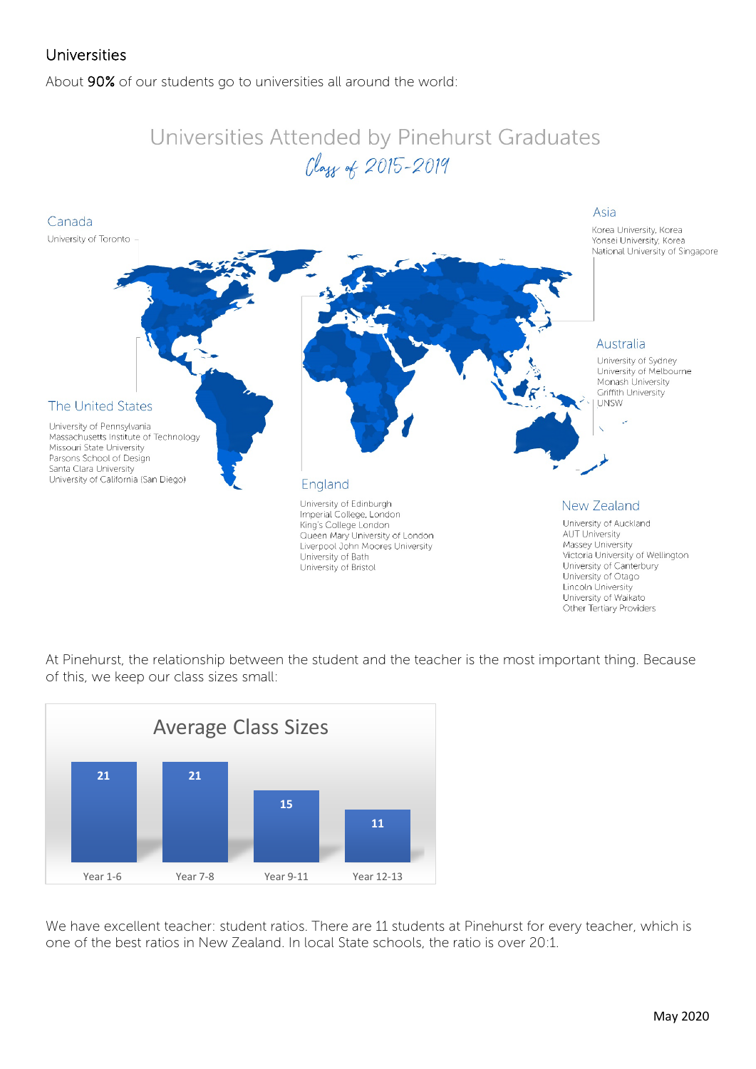## Universities

About **90%** of our students go to universities all around the world:

Universities Attended by Pinehurst Graduates

*Class of 2015-2019*

Canada

University of Toronto

Asia

Korea University, Korea
Yonsei University, Korea
National University of Singapore

Australia

University of Sydney
University of Melbourne
Monash University
Griffith University
UNSW

The United States

University of Pennsylvania
Massachusetts Institute of Technology
Missouri State University
Parsons School of Design
Santa Clara University
University of California (San Diego)

England

University of Edinburgh
Imperial College, London
King's College London
Queen Mary University of London
Liverpool John Moores University
University of Bath
University of Bristol

New Zealand

University of Auckland
AUT University
Massey University
Victoria University of Wellington
University of Canterbury
University of Otago
Lincoln University
University of Waikato
Other Tertiary Providers

At Pinehurst, the relationship between the student and the teacher is the most important thing. Because of this, we keep our class sizes small:

Average Class Sizes

21
21
15
11

Year 1-6
Year 7-8
Year 9-11
Year 12-13

We have excellent teacher: student ratios. There are 11 students at Pinehurst for every teacher, which is one of the best ratios in New Zealand. In local State schools, the ratio is over 20:1.

May 2020